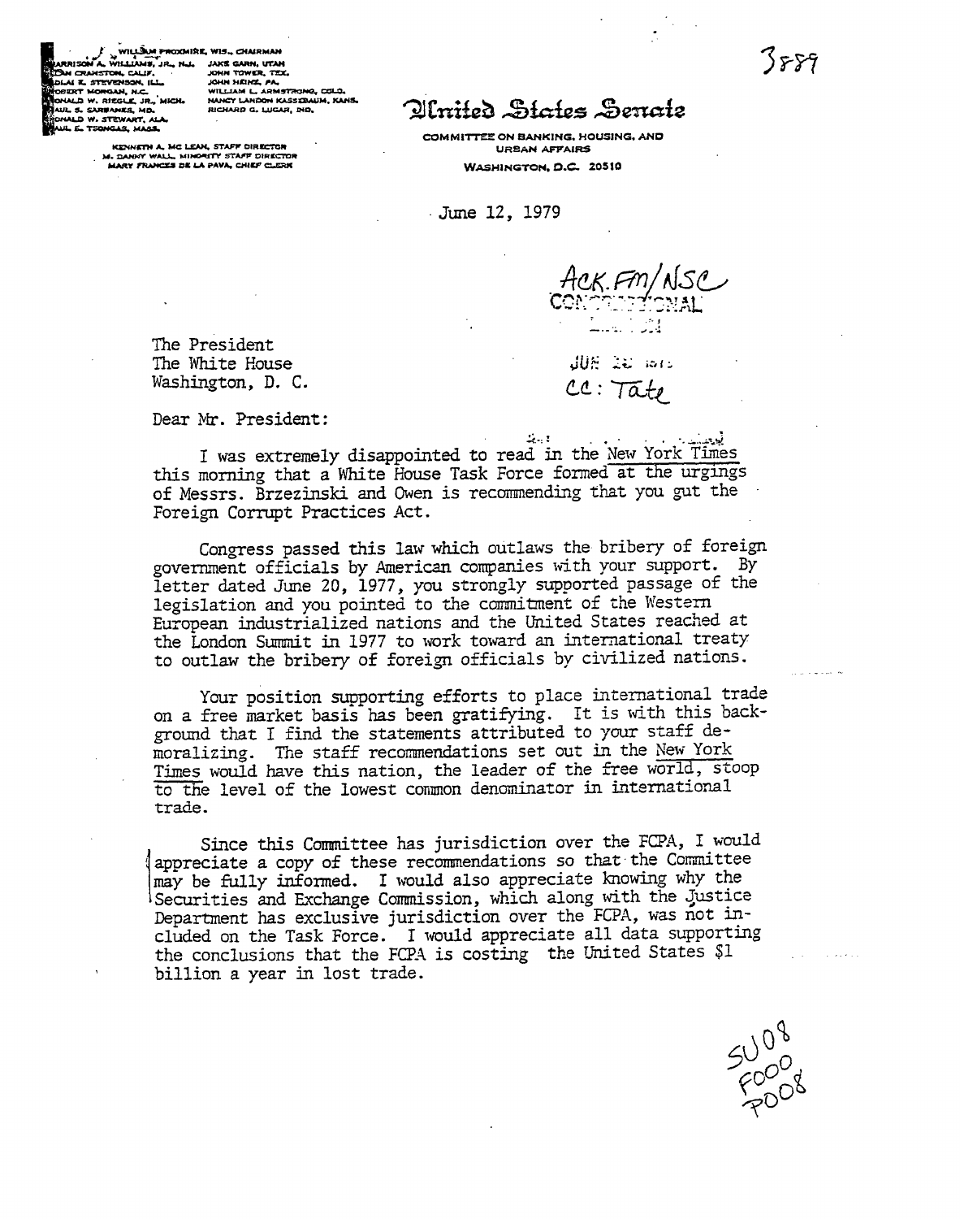WILLIAM PROXMIRE, WIS., CHAIRMAN

HARRISON A. WILLIAMS, JR., N.J. — JAKE GARN, UTAH
ALAN CRANSTON, CALIF. — JOHN TOWER, TEX.
ADLAI E. STEVENSON, ILL. — JOHN HEINZ, PA.
ROBERT MORGAN, N.C. — WILLIAM L. ARMSTRONG, COLO.
DONALD W. RIEGLE, JR., MICH. — NANCY LANDON KASSEBAUM, KANS.
PAUL S. SARBANES, MD. — RICHARD G. LUGAR, IND.
DONALD W. STEWART, ALA.
PAUL E. TSONGAS, MASS.

KENNETH A. MC LEAN, STAFF DIRECTOR
M. DANNY WALL, MINORITY STAFF DIRECTOR
MARY FRANCES DE LA PAVA, CHIEF CLERK

3889

# United States Senate

COMMITTEE ON BANKING, HOUSING, AND URBAN AFFAIRS

WASHINGTON, D.C. 20510

June 12, 1979

Ack. FM/NSC

CONGRESSIONAL

JUN 22

cc: Tate

The President
The White House
Washington, D. C.

Dear Mr. President:

I was extremely disappointed to read in the New York Times this morning that a White House Task Force formed at the urgings of Messrs. Brzezinski and Owen is recommending that you gut the Foreign Corrupt Practices Act.

Congress passed this law which outlaws the bribery of foreign government officials by American companies with your support. By letter dated June 20, 1977, you strongly supported passage of the legislation and you pointed to the commitment of the Western European industrialized nations and the United States reached at the London Summit in 1977 to work toward an international treaty to outlaw the bribery of foreign officials by civilized nations.

Your position supporting efforts to place international trade on a free market basis has been gratifying. It is with this background that I find the statements attributed to your staff demoralizing. The staff recommendations set out in the New York Times would have this nation, the leader of the free world, stoop to the level of the lowest common denominator in international trade.

Since this Committee has jurisdiction over the FCPA, I would appreciate a copy of these recommendations so that the Committee may be fully informed. I would also appreciate knowing why the Securities and Exchange Commission, which along with the Justice Department has exclusive jurisdiction over the FCPA, was not included on the Task Force. I would appreciate all data supporting the conclusions that the FCPA is costing the United States $1 billion a year in lost trade.

SU08
FO00
PO08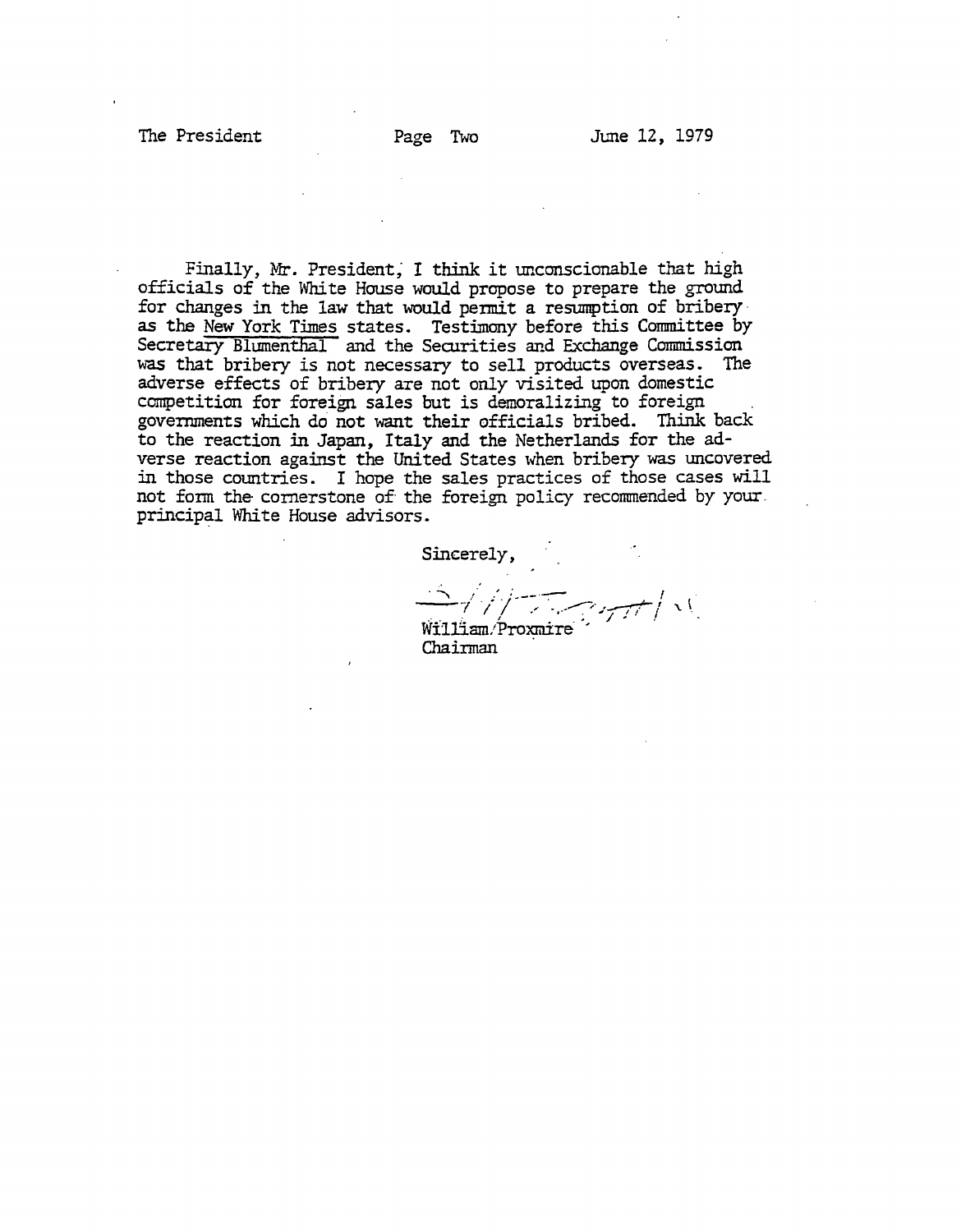Finally, Mr. President, I think it unconscionable that high officials of the White House would propose to prepare the ground for changes in the law that would permit a resumption of bribery as the New York Times states. Testimony before this Committee by Secretary Blumenthal and the Securities and Exchange Commission was that bribery is not necessary to sell products overseas. The adverse effects of bribery are not only visited upon domestic competition for foreign sales but is demoralizing to foreign governments which do not want their officials bribed. Think back to the reaction in Japan, Italy and the Netherlands for the adverse reaction against the United States when bribery was uncovered in those countries. I hope the sales practices of those cases will not form the cornerstone of the foreign policy recommended by your principal White House advisors.

Sincerely,

William Proxmire
Chairman